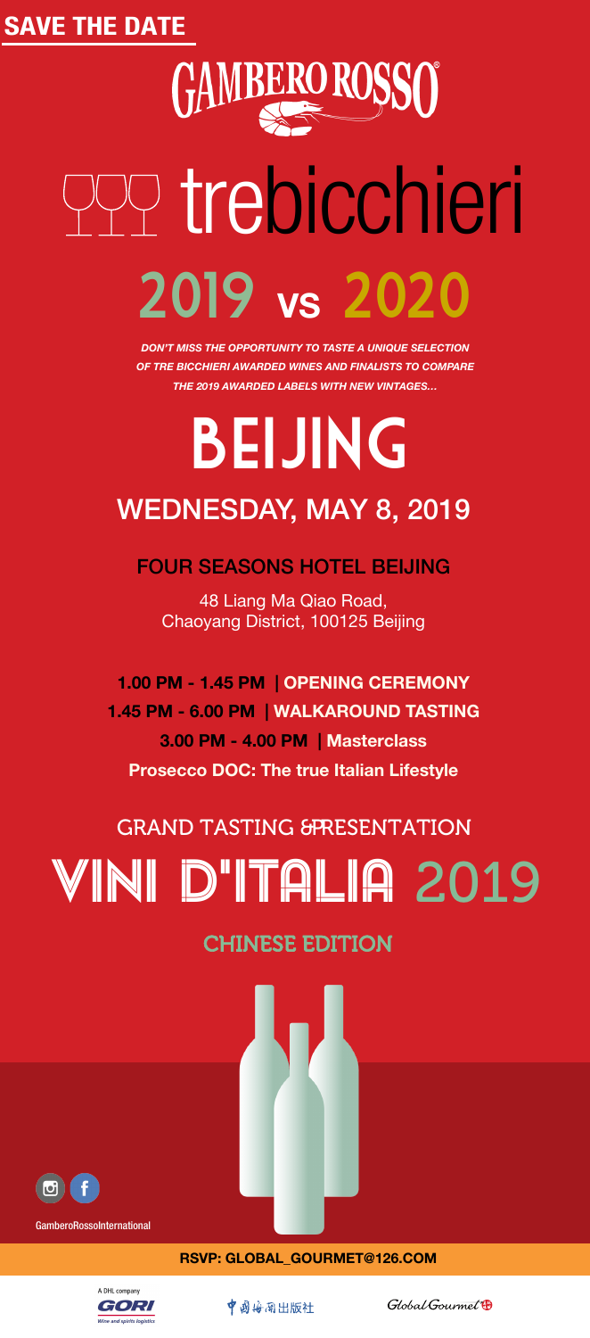**SAVE THE DATE**

# GAMBERO ROSSO®

# trebicchieri

## 2019 vs 2020

***DON'T MISS THE OPPORTUNITY TO TASTE A UNIQUE SELECTION OF THE BICCHIERI AWARDED WINES AND FINALISTS TO COMPARE THE 2019 AWARDED LABELS WITH NEW VINTAGES...***

# BEIJING

## WEDNESDAY, MAY 8, 2019

### FOUR SEASONS HOTEL BEIJING

48 Liang Ma Qiao Road,
Chaoyang District, 100125 Beijing

**1.00 PM - 1.45 PM | OPENING CEREMONY**

**1.45 PM - 6.00 PM | WALKAROUND TASTING**

**3.00 PM - 4.00 PM | Masterclass**

**Prosecco DOC: The true Italian Lifestyle**

GRAND TASTING &PRESENTATION

# VINI D'ITALIA 2019

CHINESE EDITION

GamberoRossoInternational

**RSVP: GLOBAL_GOURMET@126.COM**

A DHL company GORI Wine and spirits logistics

中国海关出版社

Global Gourmet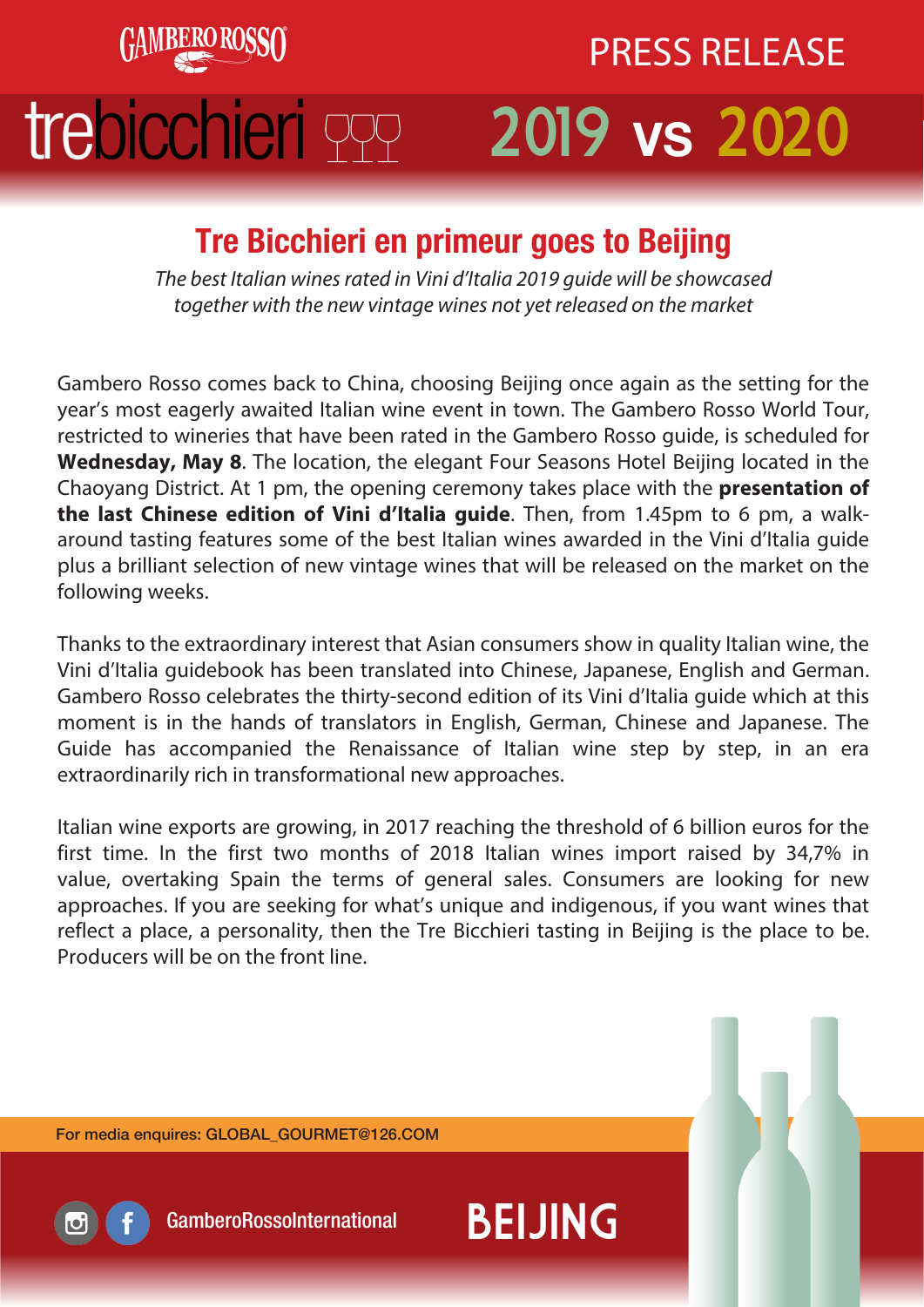GAMBERO ROSSO

PRESS RELEASE

# trebicchieri 2019 vs 2020

## Tre Bicchieri en primeur goes to Beijing

*The best Italian wines rated in Vini d'Italia 2019 guide will be showcased together with the new vintage wines not yet released on the market*

Gambero Rosso comes back to China, choosing Beijing once again as the setting for the year's most eagerly awaited Italian wine event in town. The Gambero Rosso World Tour, restricted to wineries that have been rated in the Gambero Rosso guide, is scheduled for **Wednesday, May 8**. The location, the elegant Four Seasons Hotel Beijing located in the Chaoyang District. At 1 pm, the opening ceremony takes place with the **presentation of the last Chinese edition of Vini d'Italia guide**. Then, from 1.45pm to 6 pm, a walk-around tasting features some of the best Italian wines awarded in the Vini d'Italia guide plus a brilliant selection of new vintage wines that will be released on the market on the following weeks.

Thanks to the extraordinary interest that Asian consumers show in quality Italian wine, the Vini d'Italia guidebook has been translated into Chinese, Japanese, English and German. Gambero Rosso celebrates the thirty-second edition of its Vini d'Italia guide which at this moment is in the hands of translators in English, German, Chinese and Japanese. The Guide has accompanied the Renaissance of Italian wine step by step, in an era extraordinarily rich in transformational new approaches.

Italian wine exports are growing, in 2017 reaching the threshold of 6 billion euros for the first time. In the first two months of 2018 Italian wines import raised by 34,7% in value, overtaking Spain the terms of general sales. Consumers are looking for new approaches. If you are seeking for what's unique and indigenous, if you want wines that reflect a place, a personality, then the Tre Bicchieri tasting in Beijing is the place to be. Producers will be on the front line.

For media enquires: GLOBAL_GOURMET@126.COM

GamberoRossoInternational

BEIJING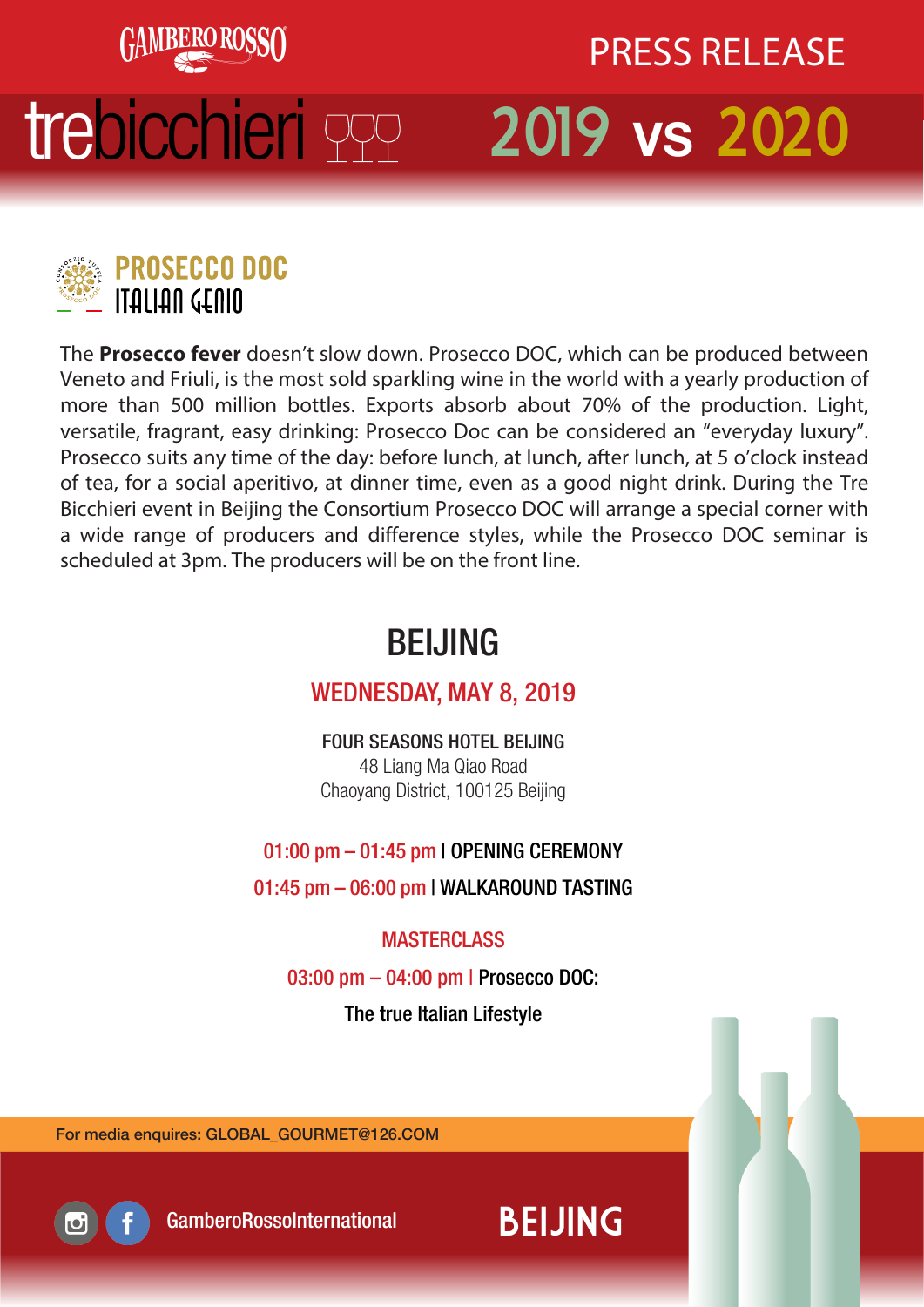GAMBERO ROSSO

PRESS RELEASE

# trebicchieri 2019 vs 2020

PROSECCO DOC
ITALIAN GENIO

The **Prosecco fever** doesn't slow down. Prosecco DOC, which can be produced between Veneto and Friuli, is the most sold sparkling wine in the world with a yearly production of more than 500 million bottles. Exports absorb about 70% of the production. Light, versatile, fragrant, easy drinking: Prosecco Doc can be considered an "everyday luxury". Prosecco suits any time of the day: before lunch, at lunch, after lunch, at 5 o'clock instead of tea, for a social aperitivo, at dinner time, even as a good night drink. During the Tre Bicchieri event in Beijing the Consortium Prosecco DOC will arrange a special corner with a wide range of producers and difference styles, while the Prosecco DOC seminar is scheduled at 3pm. The producers will be on the front line.

## BEIJING

### WEDNESDAY, MAY 8, 2019

FOUR SEASONS HOTEL BEIJING
48 Liang Ma Qiao Road
Chaoyang District, 100125 Beijing

01:00 pm – 01:45 pm | OPENING CEREMONY

01:45 pm – 06:00 pm | WALKAROUND TASTING

MASTERCLASS

03:00 pm – 04:00 pm | Prosecco DOC:
The true Italian Lifestyle

For media enquires: GLOBAL_GOURMET@126.COM

GamberoRossoInternational

BEIJING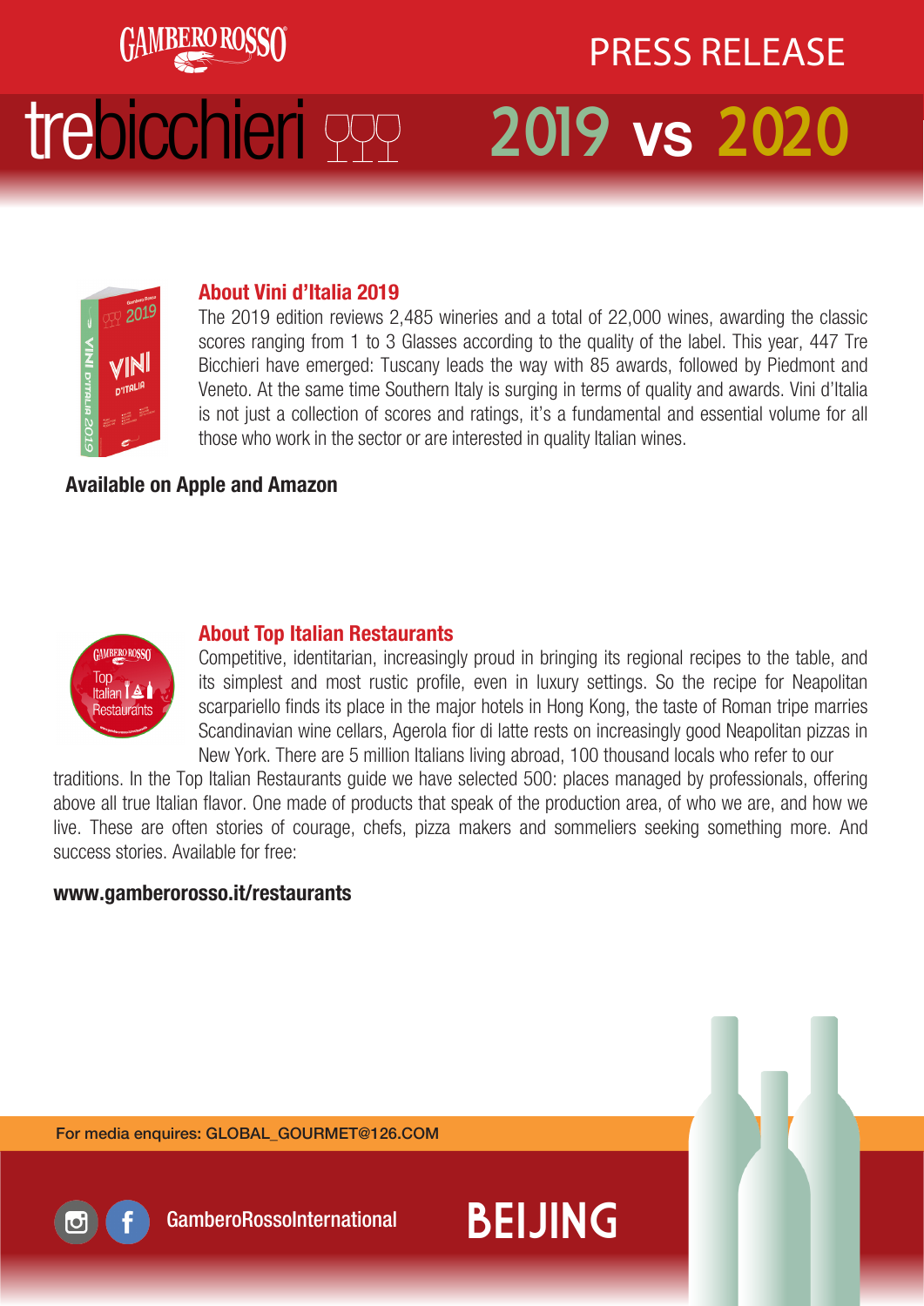GAMBERO ROSSO

PRESS RELEASE

# trebicchieri 2019 vs 2020

### About Vini d'Italia 2019

The 2019 edition reviews 2,485 wineries and a total of 22,000 wines, awarding the classic scores ranging from 1 to 3 Glasses according to the quality of the label. This year, 447 Tre Bicchieri have emerged: Tuscany leads the way with 85 awards, followed by Piedmont and Veneto. At the same time Southern Italy is surging in terms of quality and awards. Vini d'Italia is not just a collection of scores and ratings, it's a fundamental and essential volume for all those who work in the sector or are interested in quality Italian wines.

**Available on Apple and Amazon**

### About Top Italian Restaurants

Competitive, identitarian, increasingly proud in bringing its regional recipes to the table, and its simplest and most rustic profile, even in luxury settings. So the recipe for Neapolitan scarpariello finds its place in the major hotels in Hong Kong, the taste of Roman tripe marries Scandinavian wine cellars, Agerola fior di latte rests on increasingly good Neapolitan pizzas in New York. There are 5 million Italians living abroad, 100 thousand locals who refer to our traditions. In the Top Italian Restaurants guide we have selected 500: places managed by professionals, offering above all true Italian flavor. One made of products that speak of the production area, of who we are, and how we live. These are often stories of courage, chefs, pizza makers and sommeliers seeking something more. And success stories. Available for free:

**www.gamberorosso.it/restaurants**

For media enquires: GLOBAL_GOURMET@126.COM

GamberoRossoInternational

BEIJING